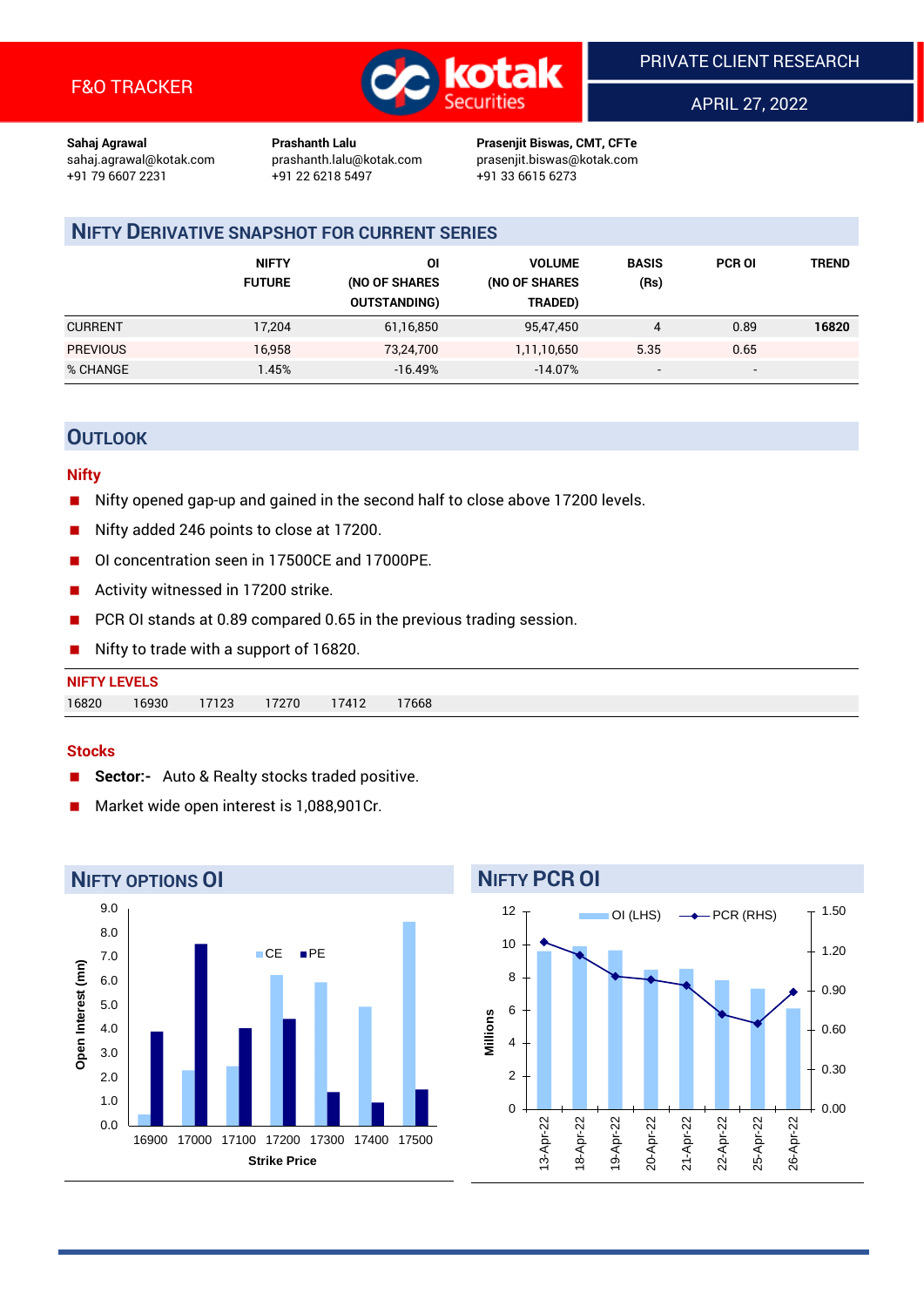F&O TRACKER

PRIVATE CLIENT RESEARCH

APRIL 27, 2022

**Sahaj Agrawal**
sahaj.agrawal@kotak.com
+91 79 6607 2231

**Prashanth Lalu**
prashanth.lalu@kotak.com
+91 22 6218 5497

**Prasenjit Biswas, CMT, CFTe**
prasenjit.biswas@kotak.com
+91 33 6615 6273

## NIFTY DERIVATIVE SNAPSHOT FOR CURRENT SERIES

| | NIFTY FUTURE | OI (NO OF SHARES OUTSTANDING) | VOLUME (NO OF SHARES TRADED) | BASIS (Rs) | PCR OI | TREND |
|---|---|---|---|---|---|---|
| CURRENT | 17,204 | 61,16,850 | 95,47,450 | 4 | 0.89 | **16820** |
| PREVIOUS | 16,958 | 73,24,700 | 1,11,10,650 | 5.35 | 0.65 | |
| % CHANGE | 1.45% | -16.49% | -14.07% | - | - | |

## OUTLOOK

### Nifty

- Nifty opened gap-up and gained in the second half to close above 17200 levels.
- Nifty added 246 points to close at 17200.
- OI concentration seen in 17500CE and 17000PE.
- Activity witnessed in 17200 strike.
- PCR OI stands at 0.89 compared 0.65 in the previous trading session.
- Nifty to trade with a support of 16820.

**NIFTY LEVELS**

| 16820 | 16930 | 17123 | 17270 | 17412 | 17668 |
|---|---|---|---|---|---|

### Stocks

- **Sector:-** Auto & Realty stocks traded positive.
- Market wide open interest is 1,088,901Cr.

## NIFTY OPTIONS OI

Open Interest (mn) by Strike Price: CE, PE — strikes 16900, 17000, 17100, 17200, 17300, 17400, 17500

## NIFTY PCR OI

OI (LHS) in Millions and PCR (RHS) — 13-Apr-22, 18-Apr-22, 19-Apr-22, 20-Apr-22, 21-Apr-22, 22-Apr-22, 25-Apr-22, 26-Apr-22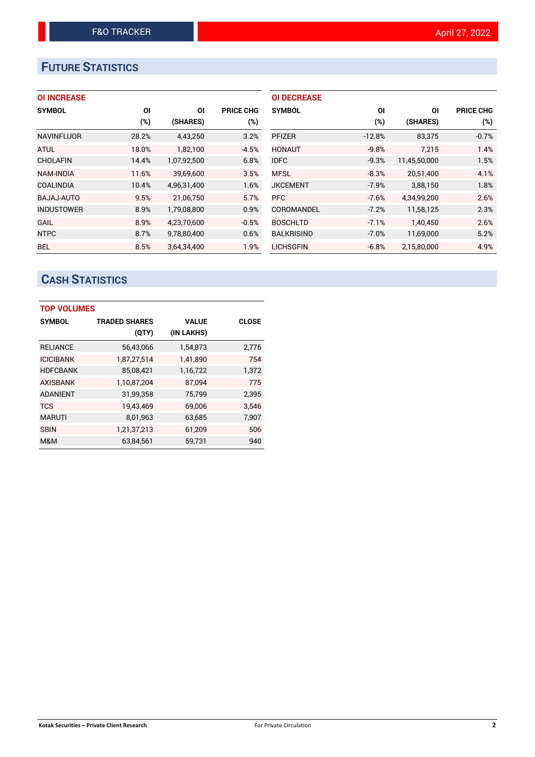# Future Statistics

### OI INCREASE

| SYMBOL | OI (%) | OI (SHARES) | PRICE CHG (%) |
|---|---|---|---|
| NAVINFLUOR | 28.2% | 4,43,250 | 3.2% |
| ATUL | 18.0% | 1,82,100 | -4.5% |
| CHOLAFIN | 14.4% | 1,07,92,500 | 6.8% |
| NAM-INDIA | 11.6% | 39,69,600 | 3.5% |
| COALINDIA | 10.4% | 4,96,31,400 | 1.6% |
| BAJAJ-AUTO | 9.5% | 21,06,750 | 5.7% |
| INDUSTOWER | 8.9% | 1,79,08,800 | 0.9% |
| GAIL | 8.9% | 4,23,70,600 | -0.5% |
| NTPC | 8.7% | 9,78,80,400 | 0.6% |
| BEL | 8.5% | 3,64,34,400 | 1.9% |

### OI DECREASE

| SYMBOL | OI (%) | OI (SHARES) | PRICE CHG (%) |
|---|---|---|---|
| PFIZER | -12.8% | 83,375 | -0.7% |
| HONAUT | -9.8% | 7,215 | 1.4% |
| IDFC | -9.3% | 11,45,50,000 | 1.5% |
| MFSL | -8.3% | 20,51,400 | 4.1% |
| JKCEMENT | -7.9% | 3,88,150 | 1.8% |
| PFC | -7.6% | 4,34,99,200 | 2.6% |
| COROMANDEL | -7.2% | 11,58,125 | 2.3% |
| BOSCHLTD | -7.1% | 1,40,450 | 2.6% |
| BALKRISIND | -7.0% | 11,69,000 | 5.2% |
| LICHSGFIN | -6.8% | 2,15,80,000 | 4.9% |

# Cash Statistics

### TOP VOLUMES

| SYMBOL | TRADED SHARES (QTY) | VALUE (IN LAKHS) | CLOSE |
|---|---|---|---|
| RELIANCE | 56,43,066 | 1,54,873 | 2,776 |
| ICICIBANK | 1,87,27,514 | 1,41,890 | 754 |
| HDFCBANK | 85,08,421 | 1,16,722 | 1,372 |
| AXISBANK | 1,10,87,204 | 87,094 | 775 |
| ADANIENT | 31,99,358 | 75,799 | 2,395 |
| TCS | 19,43,469 | 69,006 | 3,546 |
| MARUTI | 8,01,963 | 63,685 | 7,907 |
| SBIN | 1,21,37,213 | 61,209 | 506 |
| M&M | 63,84,561 | 59,731 | 940 |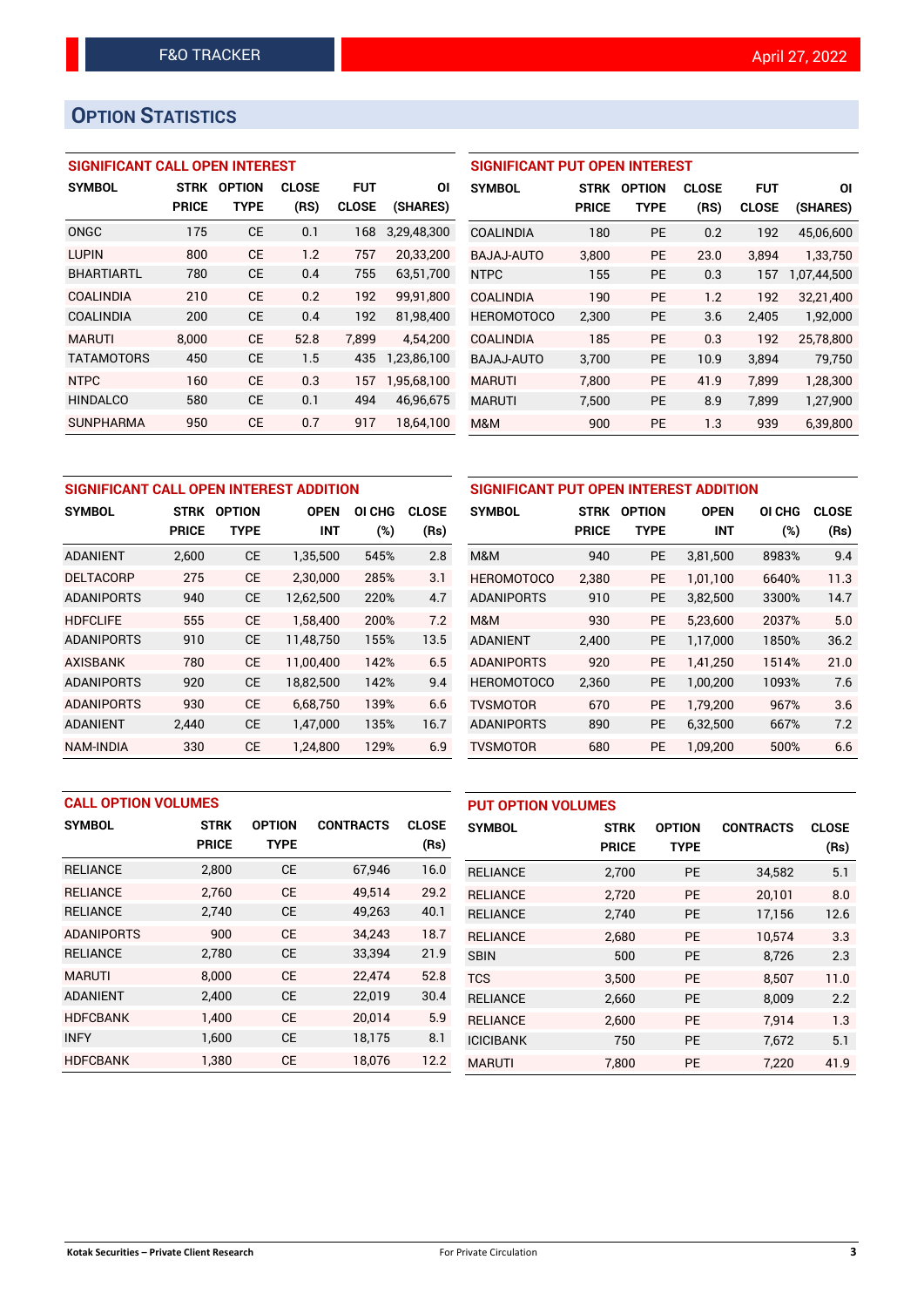## OPTION STATISTICS

### SIGNIFICANT CALL OPEN INTEREST

| SYMBOL | STRK PRICE | OPTION TYPE | CLOSE (RS) | FUT CLOSE | OI (SHARES) |
|---|---|---|---|---|---|
| ONGC | 175 | CE | 0.1 | 168 | 3,29,48,300 |
| LUPIN | 800 | CE | 1.2 | 757 | 20,33,200 |
| BHARTIARTL | 780 | CE | 0.4 | 755 | 63,51,700 |
| COALINDIA | 210 | CE | 0.2 | 192 | 99,91,800 |
| COALINDIA | 200 | CE | 0.4 | 192 | 81,98,400 |
| MARUTI | 8,000 | CE | 52.8 | 7,899 | 4,54,200 |
| TATAMOTORS | 450 | CE | 1.5 | 435 | 1,23,86,100 |
| NTPC | 160 | CE | 0.3 | 157 | 1,95,68,100 |
| HINDALCO | 580 | CE | 0.1 | 494 | 46,96,675 |
| SUNPHARMA | 950 | CE | 0.7 | 917 | 18,64,100 |

### SIGNIFICANT PUT OPEN INTEREST

| SYMBOL | STRK PRICE | OPTION TYPE | CLOSE (RS) | FUT CLOSE | OI (SHARES) |
|---|---|---|---|---|---|
| COALINDIA | 180 | PE | 0.2 | 192 | 45,06,600 |
| BAJAJ-AUTO | 3,800 | PE | 23.0 | 3,894 | 1,33,750 |
| NTPC | 155 | PE | 0.3 | 157 | 1,07,44,500 |
| COALINDIA | 190 | PE | 1.2 | 192 | 32,21,400 |
| HEROMOTOCO | 2,300 | PE | 3.6 | 2,405 | 1,92,000 |
| COALINDIA | 185 | PE | 0.3 | 192 | 25,78,800 |
| BAJAJ-AUTO | 3,700 | PE | 10.9 | 3,894 | 79,750 |
| MARUTI | 7,800 | PE | 41.9 | 7,899 | 1,28,300 |
| MARUTI | 7,500 | PE | 8.9 | 7,899 | 1,27,900 |
| M&M | 900 | PE | 1.3 | 939 | 6,39,800 |

### SIGNIFICANT CALL OPEN INTEREST ADDITION

| SYMBOL | STRK PRICE | OPTION TYPE | OPEN INT | OI CHG (%) | CLOSE (Rs) |
|---|---|---|---|---|---|
| ADANIENT | 2,600 | CE | 1,35,500 | 545% | 2.8 |
| DELTACORP | 275 | CE | 2,30,000 | 285% | 3.1 |
| ADANIPORTS | 940 | CE | 12,62,500 | 220% | 4.7 |
| HDFCLIFE | 555 | CE | 1,58,400 | 200% | 7.2 |
| ADANIPORTS | 910 | CE | 11,48,750 | 155% | 13.5 |
| AXISBANK | 780 | CE | 11,00,400 | 142% | 6.5 |
| ADANIPORTS | 920 | CE | 18,82,500 | 142% | 9.4 |
| ADANIPORTS | 930 | CE | 6,68,750 | 139% | 6.6 |
| ADANIENT | 2,440 | CE | 1,47,000 | 135% | 16.7 |
| NAM-INDIA | 330 | CE | 1,24,800 | 129% | 6.9 |

### SIGNIFICANT PUT OPEN INTEREST ADDITION

| SYMBOL | STRK PRICE | OPTION TYPE | OPEN INT | OI CHG (%) | CLOSE (Rs) |
|---|---|---|---|---|---|
| M&M | 940 | PE | 3,81,500 | 8983% | 9.4 |
| HEROMOTOCO | 2,380 | PE | 1,01,100 | 6640% | 11.3 |
| ADANIPORTS | 910 | PE | 3,82,500 | 3300% | 14.7 |
| M&M | 930 | PE | 5,23,600 | 2037% | 5.0 |
| ADANIENT | 2,400 | PE | 1,17,000 | 1850% | 36.2 |
| ADANIPORTS | 920 | PE | 1,41,250 | 1514% | 21.0 |
| HEROMOTOCO | 2,360 | PE | 1,00,200 | 1093% | 7.6 |
| TVSMOTOR | 670 | PE | 1,79,200 | 967% | 3.6 |
| ADANIPORTS | 890 | PE | 6,32,500 | 667% | 7.2 |
| TVSMOTOR | 680 | PE | 1,09,200 | 500% | 6.6 |

### CALL OPTION VOLUMES

| SYMBOL | STRK PRICE | OPTION TYPE | CONTRACTS | CLOSE (Rs) |
|---|---|---|---|---|
| RELIANCE | 2,800 | CE | 67,946 | 16.0 |
| RELIANCE | 2,760 | CE | 49,514 | 29.2 |
| RELIANCE | 2,740 | CE | 49,263 | 40.1 |
| ADANIPORTS | 900 | CE | 34,243 | 18.7 |
| RELIANCE | 2,780 | CE | 33,394 | 21.9 |
| MARUTI | 8,000 | CE | 22,474 | 52.8 |
| ADANIENT | 2,400 | CE | 22,019 | 30.4 |
| HDFCBANK | 1,400 | CE | 20,014 | 5.9 |
| INFY | 1,600 | CE | 18,175 | 8.1 |
| HDFCBANK | 1,380 | CE | 18,076 | 12.2 |

### PUT OPTION VOLUMES

| SYMBOL | STRK PRICE | OPTION TYPE | CONTRACTS | CLOSE (Rs) |
|---|---|---|---|---|
| RELIANCE | 2,700 | PE | 34,582 | 5.1 |
| RELIANCE | 2,720 | PE | 20,101 | 8.0 |
| RELIANCE | 2,740 | PE | 17,156 | 12.6 |
| RELIANCE | 2,680 | PE | 10,574 | 3.3 |
| SBIN | 500 | PE | 8,726 | 2.3 |
| TCS | 3,500 | PE | 8,507 | 11.0 |
| RELIANCE | 2,660 | PE | 8,009 | 2.2 |
| RELIANCE | 2,600 | PE | 7,914 | 1.3 |
| ICICIBANK | 750 | PE | 7,672 | 5.1 |
| MARUTI | 7,800 | PE | 7,220 | 41.9 |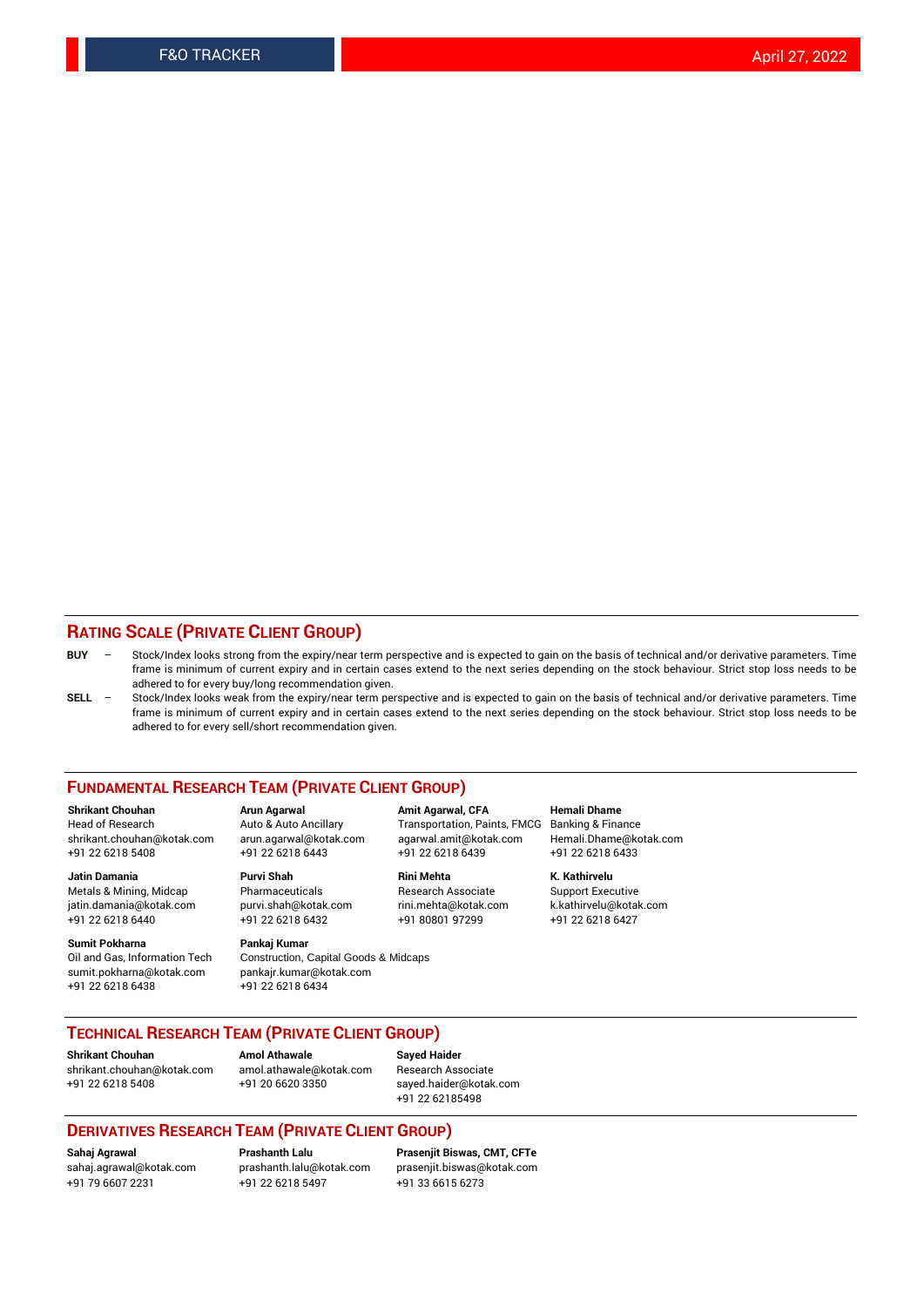## RATING SCALE (PRIVATE CLIENT GROUP)

**BUY** – Stock/Index looks strong from the expiry/near term perspective and is expected to gain on the basis of technical and/or derivative parameters. Time frame is minimum of current expiry and in certain cases extend to the next series depending on the stock behaviour. Strict stop loss needs to be adhered to for every buy/long recommendation given.

**SELL** – Stock/Index looks weak from the expiry/near term perspective and is expected to gain on the basis of technical and/or derivative parameters. Time frame is minimum of current expiry and in certain cases extend to the next series depending on the stock behaviour. Strict stop loss needs to be adhered to for every sell/short recommendation given.

## FUNDAMENTAL RESEARCH TEAM (PRIVATE CLIENT GROUP)

**Shrikant Chouhan**
Head of Research
shrikant.chouhan@kotak.com
+91 22 6218 5408

**Arun Agarwal**
Auto & Auto Ancillary
arun.agarwal@kotak.com
+91 22 6218 6443

**Amit Agarwal, CFA**
Transportation, Paints, FMCG
agarwal.amit@kotak.com
+91 22 6218 6439

**Hemali Dhame**
Banking & Finance
Hemali.Dhame@kotak.com
+91 22 6218 6433

**Jatin Damania**
Metals & Mining, Midcap
jatin.damania@kotak.com
+91 22 6218 6440

**Purvi Shah**
Pharmaceuticals
purvi.shah@kotak.com
+91 22 6218 6432

**Rini Mehta**
Research Associate
rini.mehta@kotak.com
+91 80801 97299

**K. Kathirvelu**
Support Executive
k.kathirvelu@kotak.com
+91 22 6218 6427

**Sumit Pokharna**
Oil and Gas, Information Tech
sumit.pokharna@kotak.com
+91 22 6218 6438

**Pankaj Kumar**
Construction, Capital Goods & Midcaps
pankajr.kumar@kotak.com
+91 22 6218 6434

## TECHNICAL RESEARCH TEAM (PRIVATE CLIENT GROUP)

**Shrikant Chouhan**
shrikant.chouhan@kotak.com
+91 22 6218 5408

**Amol Athawale**
amol.athawale@kotak.com
+91 20 6620 3350

**Sayed Haider**
Research Associate
sayed.haider@kotak.com
+91 22 62185498

## DERIVATIVES RESEARCH TEAM (PRIVATE CLIENT GROUP)

**Sahaj Agrawal**
sahaj.agrawal@kotak.com
+91 79 6607 2231

**Prashanth Lalu**
prashanth.lalu@kotak.com
+91 22 6218 5497

**Prasenjit Biswas, CMT, CFTe**
prasenjit.biswas@kotak.com
+91 33 6615 6273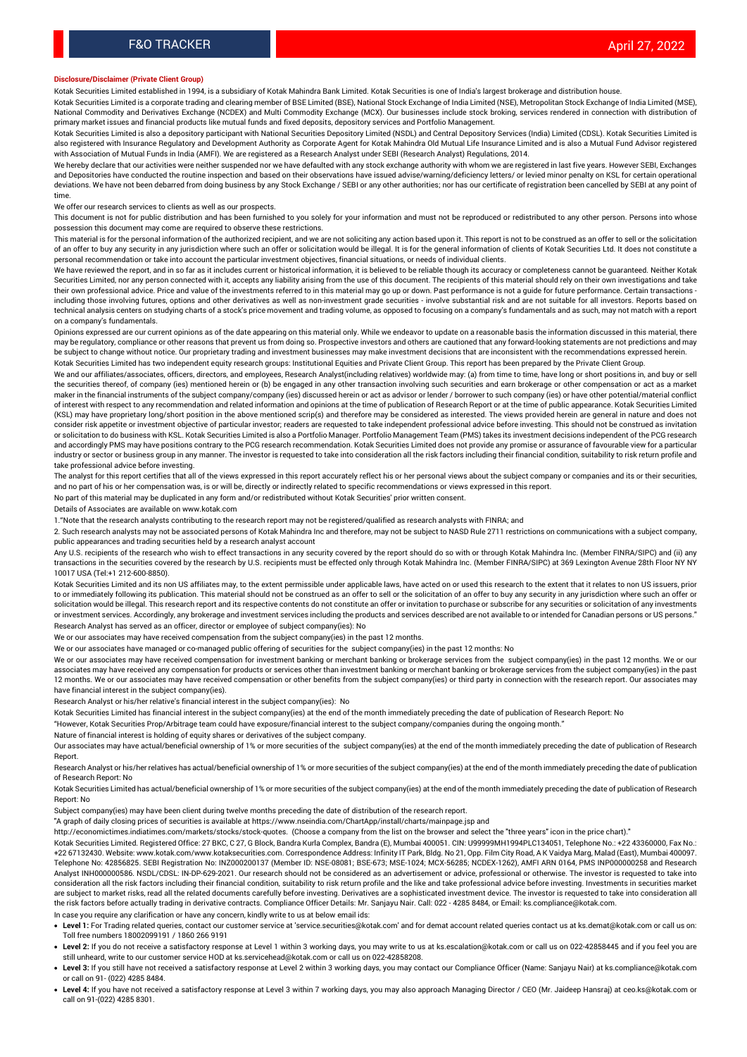#### Disclosure/Disclaimer (Private Client Group)

Kotak Securities Limited established in 1994, is a subsidiary of Kotak Mahindra Bank Limited. Kotak Securities is one of India's largest brokerage and distribution house.

Kotak Securities Limited is a corporate trading and clearing member of BSE Limited (BSE), National Stock Exchange of India Limited (NSE), Metropolitan Stock Exchange of India Limited (MSE), National Commodity and Derivatives Exchange (NCDEX) and Multi Commodity Exchange (MCX). Our businesses include stock broking, services rendered in connection with distribution of primary market issues and financial products like mutual funds and fixed deposits, depository services and Portfolio Management.

Kotak Securities Limited is also a depository participant with National Securities Depository Limited (NSDL) and Central Depository Services (India) Limited (CDSL). Kotak Securities Limited is also registered with Insurance Regulatory and Development Authority as Corporate Agent for Kotak Mahindra Old Mutual Life Insurance Limited and is also a Mutual Fund Advisor registered with Association of Mutual Funds in India (AMFI). We are registered as a Research Analyst under SEBI (Research Analyst) Regulations, 2014.

We hereby declare that our activities were neither suspended nor we have defaulted with any stock exchange authority with whom we are registered in last five years. However SEBI, Exchanges and Depositories have conducted the routine inspection and based on their observations have issued advise/warning/deficiency letters/ or levied minor penalty on KSL for certain operational deviations. We have not been debarred from doing business by any Stock Exchange / SEBI or any other authorities; nor has our certificate of registration been cancelled by SEBI at any point of time.

We offer our research services to clients as well as our prospects.

This document is not for public distribution and has been furnished to you solely for your information and must not be reproduced or redistributed to any other person. Persons into whose possession this document may come are required to observe these restrictions.

This material is for the personal information of the authorized recipient, and we are not soliciting any action based upon it. This report is not to be construed as an offer to sell or the solicitation of an offer to buy any security in any jurisdiction where such an offer or solicitation would be illegal. It is for the general information of clients of Kotak Securities Ltd. It does not constitute a personal recommendation or take into account the particular investment objectives, financial situations, or needs of individual clients.

We have reviewed the report, and in so far as it includes current or historical information, it is believed to be reliable though its accuracy or completeness cannot be guaranteed. Neither Kotak Securities Limited, nor any person connected with it, accepts any liability arising from the use of this document. The recipients of this material should rely on their own investigations and take their own professional advice. Price and value of the investments referred to in this material may go up or down. Past performance is not a guide for future performance. Certain transactions - including those involving futures, options and other derivatives as well as non-investment grade securities - involve substantial risk and are not suitable for all investors. Reports based on technical analysis centers on studying charts of a stock's price movement and trading volume, as opposed to focusing on a company's fundamentals and as such, may not match with a report on a company's fundamentals.

Opinions expressed are our current opinions as of the date appearing on this material only. While we endeavor to update on a reasonable basis the information discussed in this material, there may be regulatory, compliance or other reasons that prevent us from doing so. Prospective investors and others are cautioned that any forward-looking statements are not predictions and may be subject to change without notice. Our proprietary trading and investment businesses may make investment decisions that are inconsistent with the recommendations expressed herein.

Kotak Securities Limited has two independent equity research groups: Institutional Equities and Private Client Group. This report has been prepared by the Private Client Group.

We and our affiliates/associates, officers, directors, and employees, Research Analyst(including relatives) worldwide may: (a) from time to time, have long or short positions in, and buy or sell the securities thereof, of company (ies) mentioned herein or (b) be engaged in any other transaction involving such securities and earn brokerage or other compensation or act as a market maker in the financial instruments of the subject company/company (ies) discussed herein or act as advisor or lender / borrower to such company (ies) or have other potential/material conflict of interest with respect to any recommendation and related information and opinions at the time of publication of Research Report or at the time of public appearance. Kotak Securities Limited (KSL) may have proprietary long/short position in the above mentioned scrip(s) and therefore may be considered as interested. The views provided herein are general in nature and does not consider risk appetite or investment objective of particular investor; readers are requested to take independent professional advice before investing. This should not be construed as invitation or solicitation to do business with KSL. Kotak Securities Limited is also a Portfolio Manager. Portfolio Management Team (PMS) takes its investment decisions independent of the PCG research and accordingly PMS may have positions contrary to the PCG research recommendation. Kotak Securities Limited does not provide any promise or assurance of favourable view for a particular industry or sector or business group in any manner. The investor is requested to take into consideration all the risk factors including their financial condition, suitability to risk return profile and take professional advice before investing.

The analyst for this report certifies that all of the views expressed in this report accurately reflect his or her personal views about the subject company or companies and its or their securities, and no part of his or her compensation was, is or will be, directly or indirectly related to specific recommendations or views expressed in this report.

No part of this material may be duplicated in any form and/or redistributed without Kotak Securities' prior written consent.

Details of Associates are available on www.kotak.com

1."Note that the research analysts contributing to the research report may not be registered/qualified as research analysts with FINRA; and

2. Such research analysts may not be associated persons of Kotak Mahindra Inc and therefore, may not be subject to NASD Rule 2711 restrictions on communications with a subject company, public appearances and trading securities held by a research analyst account

Any U.S. recipients of the research who wish to effect transactions in any security covered by the report should do so with or through Kotak Mahindra Inc. (Member FINRA/SIPC) and (ii) any transactions in the securities covered by the research by U.S. recipients must be effected only through Kotak Mahindra Inc. (Member FINRA/SIPC) at 369 Lexington Avenue 28th Floor NY NY 10017 USA (Tel:+1 212-600-8850).

Kotak Securities Limited and its non US affiliates may, to the extent permissible under applicable laws, have acted on or used this research to the extent that it relates to non US issuers, prior to or immediately following its publication. This material should not be construed as an offer to sell or the solicitation of an offer to buy any security in any jurisdiction where such an offer or solicitation would be illegal. This research report and its respective contents do not constitute an offer or invitation to purchase or subscribe for any securities or solicitation of any investments or investment services. Accordingly, any brokerage and investment services including the products and services described are not available to or intended for Canadian persons or US persons."

Research Analyst has served as an officer, director or employee of subject company(ies): No

We or our associates may have received compensation from the subject company(ies) in the past 12 months.

We or our associates have managed or co-managed public offering of securities for the subject company(ies) in the past 12 months: No

We or our associates may have received compensation for investment banking or merchant banking or brokerage services from the subject company(ies) in the past 12 months. We or our associates may have received any compensation for products or services other than investment banking or merchant banking or brokerage services from the subject company(ies) in the past 12 months. We or our associates may have received compensation or other benefits from the subject company(ies) or third party in connection with the research report. Our associates may have financial interest in the subject company(ies).

Research Analyst or his/her relative's financial interest in the subject company(ies): No

Kotak Securities Limited has financial interest in the subject company(ies) at the end of the month immediately preceding the date of publication of Research Report: No

"However, Kotak Securities Prop/Arbitrage team could have exposure/financial interest to the subject company/companies during the ongoing month."

Nature of financial interest is holding of equity shares or derivatives of the subject company.

Our associates may have actual/beneficial ownership of 1% or more securities of the subject company(ies) at the end of the month immediately preceding the date of publication of Research Report.

Research Analyst or his/her relatives has actual/beneficial ownership of 1% or more securities of the subject company(ies) at the end of the month immediately preceding the date of publication of Research Report: No

Kotak Securities Limited has actual/beneficial ownership of 1% or more securities of the subject company(ies) at the end of the month immediately preceding the date of publication of Research Report: No

Subject company(ies) may have been client during twelve months preceding the date of distribution of the research report.

"A graph of daily closing prices of securities is available at https://www.nseindia.com/ChartApp/install/charts/mainpage.jsp and

http://economictimes.indiatimes.com/markets/stocks/stock-quotes. (Choose a company from the list on the browser and select the "three years" icon in the price chart)."

Kotak Securities Limited. Registered Office: 27 BKC, C 27, G Block, Bandra Kurla Complex, Bandra (E), Mumbai 400051. CIN: U99999MH1994PLC134051, Telephone No.: +22 43360000, Fax No.: +22 67132430. Website: www.kotak.com/www.kotaksecurities.com. Correspondence Address: Infinity IT Park, Bldg. No 21, Opp. Film City Road, A K Vaidya Marg, Malad (East), Mumbai 400097. Telephone No: 42856825. SEBI Registration No: INZ000200137 (Member ID: NSE-08081; BSE-673; MSE-1024; MCX-56285; NCDEX-1262), AMFI ARN 0164, PMS INP000000258 and Research Analyst INH000000586. NSDL/CDSL: IN-DP-629-2021. Our research should not be considered as an advertisement or advice, professional or otherwise. The investor is requested to take into consideration all the risk factors including their financial condition, suitability to risk return profile and the like and take professional advice before investing. Investments in securities market are subject to market risks, read all the related documents carefully before investing. Derivatives are a sophisticated investment device. The investor is requested to take into consideration all the risk factors before actually trading in derivative contracts. Compliance Officer Details: Mr. Sanjayu Nair. Call: 022 - 4285 8484, or Email: ks.compliance@kotak.com.

In case you require any clarification or have any concern, kindly write to us at below email ids:

- **Level 1:** For Trading related queries, contact our customer service at 'service.securities@kotak.com' and for demat account related queries contact us at ks.demat@kotak.com or call us on: Toll free numbers 18002099191 / 1860 266 9191
- **Level 2:** If you do not receive a satisfactory response at Level 1 within 3 working days, you may write to us at ks.escalation@kotak.com or call us on 022-42858445 and if you feel you are still unheard, write to our customer service HOD at ks.servicehead@kotak.com or call us on 022-42858208.
- **Level 3:** If you still have not received a satisfactory response at Level 2 within 3 working days, you may contact our Compliance Officer (Name: Sanjayu Nair) at ks.compliance@kotak.com or call on 91- (022) 4285 8484.
- **Level 4:** If you have not received a satisfactory response at Level 3 within 7 working days, you may also approach Managing Director / CEO (Mr. Jaideep Hansraj) at ceo.ks@kotak.com or call on 91-(022) 4285 8301.